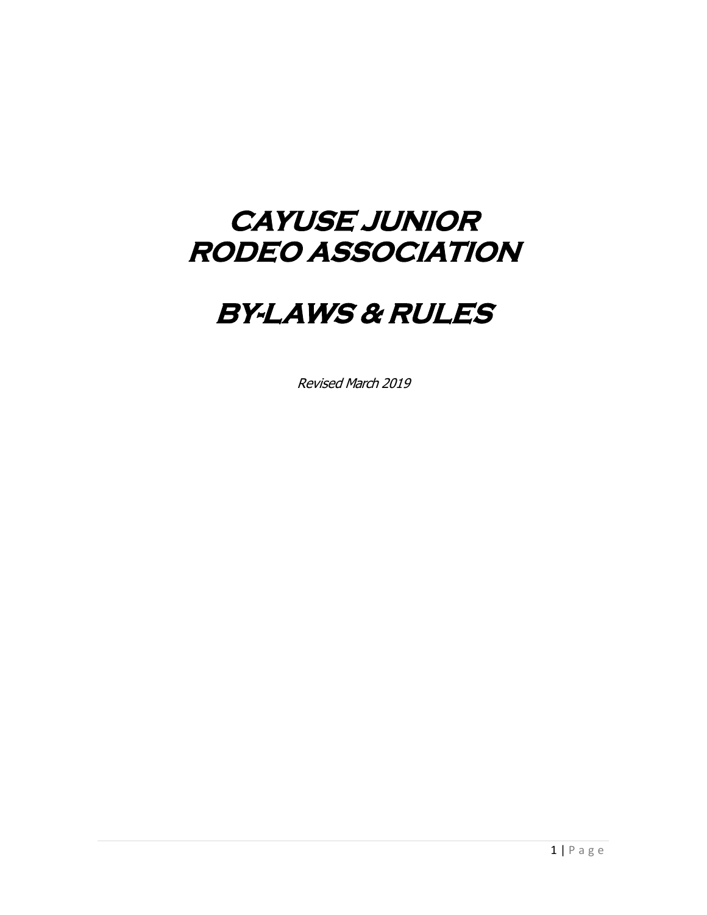# CAYUSE JUNIOR RODEO ASSOCIATION

# BY-LAWS & RULES

*Revised March 2019*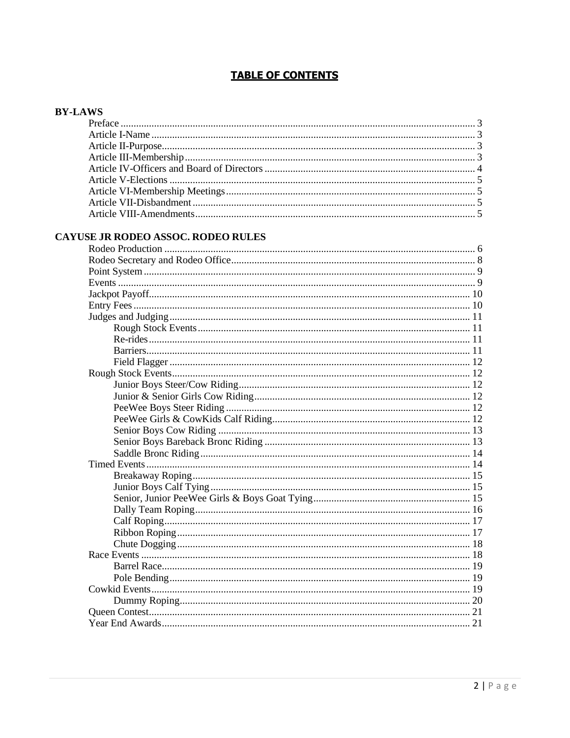# TABLE OF CONTENTS

**BY-LAWS**

- Preface ........ 3
- Article I-Name ........ 3
- Article II-Purpose ........ 3
- Article III-Membership ........ 3
- Article IV-Officers and Board of Directors ........ 4
- Article V-Elections ........ 5
- Article VI-Membership Meetings ........ 5
- Article VII-Disbandment ........ 5
- Article VIII-Amendments ........ 5

**CAYUSE JR RODEO ASSOC. RODEO RULES**

- Rodeo Production ........ 6
- Rodeo Secretary and Rodeo Office ........ 8
- Point System ........ 9
- Events ........ 9
- Jackpot Payoff ........ 10
- Entry Fees ........ 10
- Judges and Judging ........ 11
  - Rough Stock Events ........ 11
  - Re-rides ........ 11
  - Barriers ........ 11
  - Field Flagger ........ 12
- Rough Stock Events ........ 12
  - Junior Boys Steer/Cow Riding ........ 12
  - Junior & Senior Girls Cow Riding ........ 12
  - PeeWee Boys Steer Riding ........ 12
  - PeeWee Girls & CowKids Calf Riding ........ 12
  - Senior Boys Cow Riding ........ 13
  - Senior Boys Bareback Bronc Riding ........ 13
  - Saddle Bronc Riding ........ 14
- Timed Events ........ 14
  - Breakaway Roping ........ 15
  - Junior Boys Calf Tying ........ 15
  - Senior, Junior PeeWee Girls & Boys Goat Tying ........ 15
  - Dally Team Roping ........ 16
  - Calf Roping ........ 17
  - Ribbon Roping ........ 17
  - Chute Dogging ........ 18
- Race Events ........ 18
  - Barrel Race ........ 19
  - Pole Bending ........ 19
- Cowkid Events ........ 19
  - Dummy Roping ........ 20
- Queen Contest ........ 21
- Year End Awards ........ 21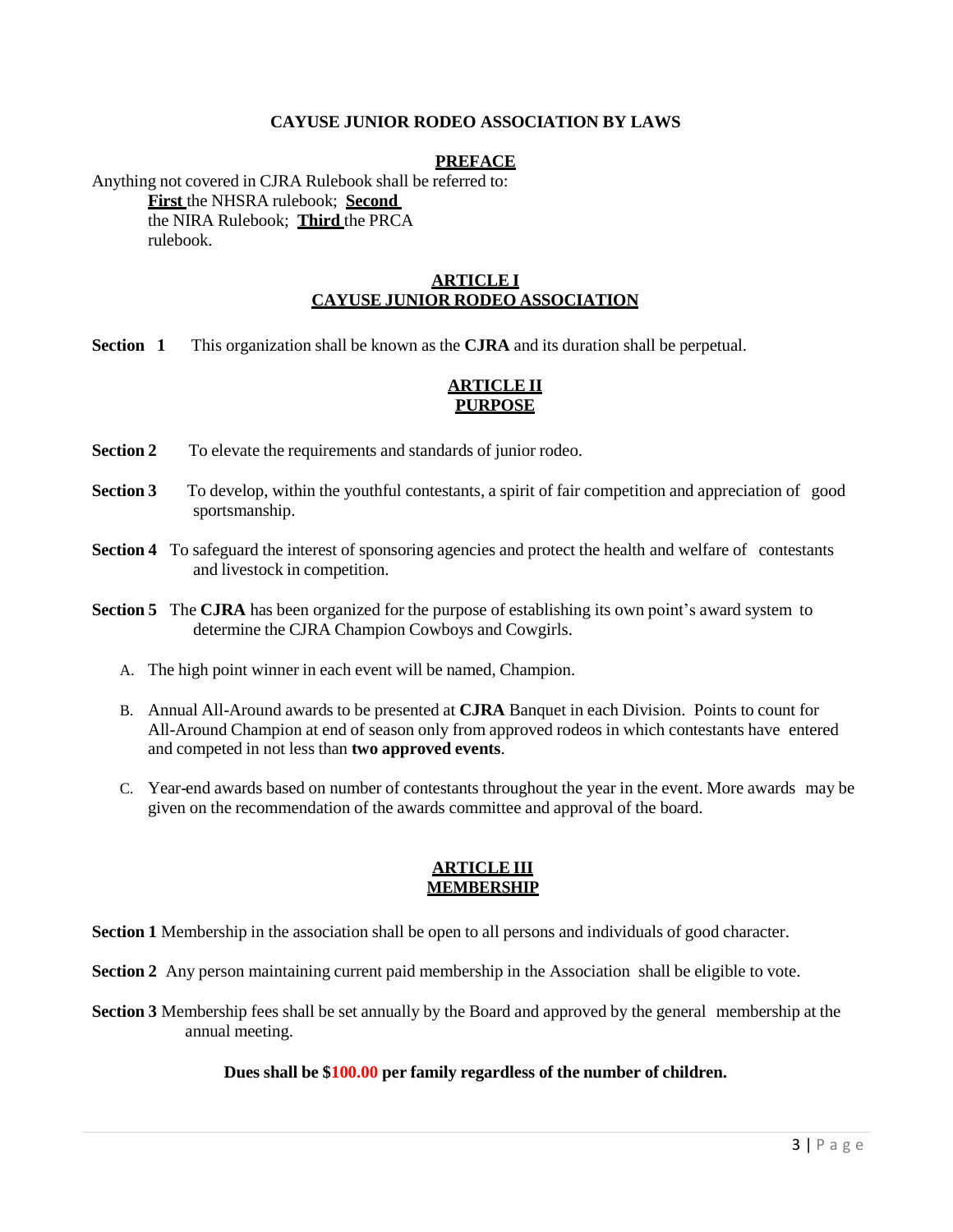# CAYUSE JUNIOR RODEO ASSOCIATION BY LAWS

## PREFACE

Anything not covered in CJRA Rulebook shall be referred to:
**First** the NHSRA rulebook; **Second** the NIRA Rulebook; **Third** the PRCA rulebook.

## ARTICLE I
## CAYUSE JUNIOR RODEO ASSOCIATION

**Section 1** This organization shall be known as the **CJRA** and its duration shall be perpetual.

## ARTICLE II
## PURPOSE

**Section 2** To elevate the requirements and standards of junior rodeo.

**Section 3** To develop, within the youthful contestants, a spirit of fair competition and appreciation of good sportsmanship.

**Section 4** To safeguard the interest of sponsoring agencies and protect the health and welfare of contestants and livestock in competition.

**Section 5** The **CJRA** has been organized for the purpose of establishing its own point's award system to determine the CJRA Champion Cowboys and Cowgirls.

A. The high point winner in each event will be named, Champion.

B. Annual All-Around awards to be presented at **CJRA** Banquet in each Division. Points to count for All-Around Champion at end of season only from approved rodeos in which contestants have entered and competed in not less than **two approved events**.

C. Year-end awards based on number of contestants throughout the year in the event. More awards may be given on the recommendation of the awards committee and approval of the board.

## ARTICLE III
## MEMBERSHIP

**Section 1** Membership in the association shall be open to all persons and individuals of good character.

**Section 2** Any person maintaining current paid membership in the Association shall be eligible to vote.

**Section 3** Membership fees shall be set annually by the Board and approved by the general membership at the annual meeting.

**Dues shall be $100.00 per family regardless of the number of children.**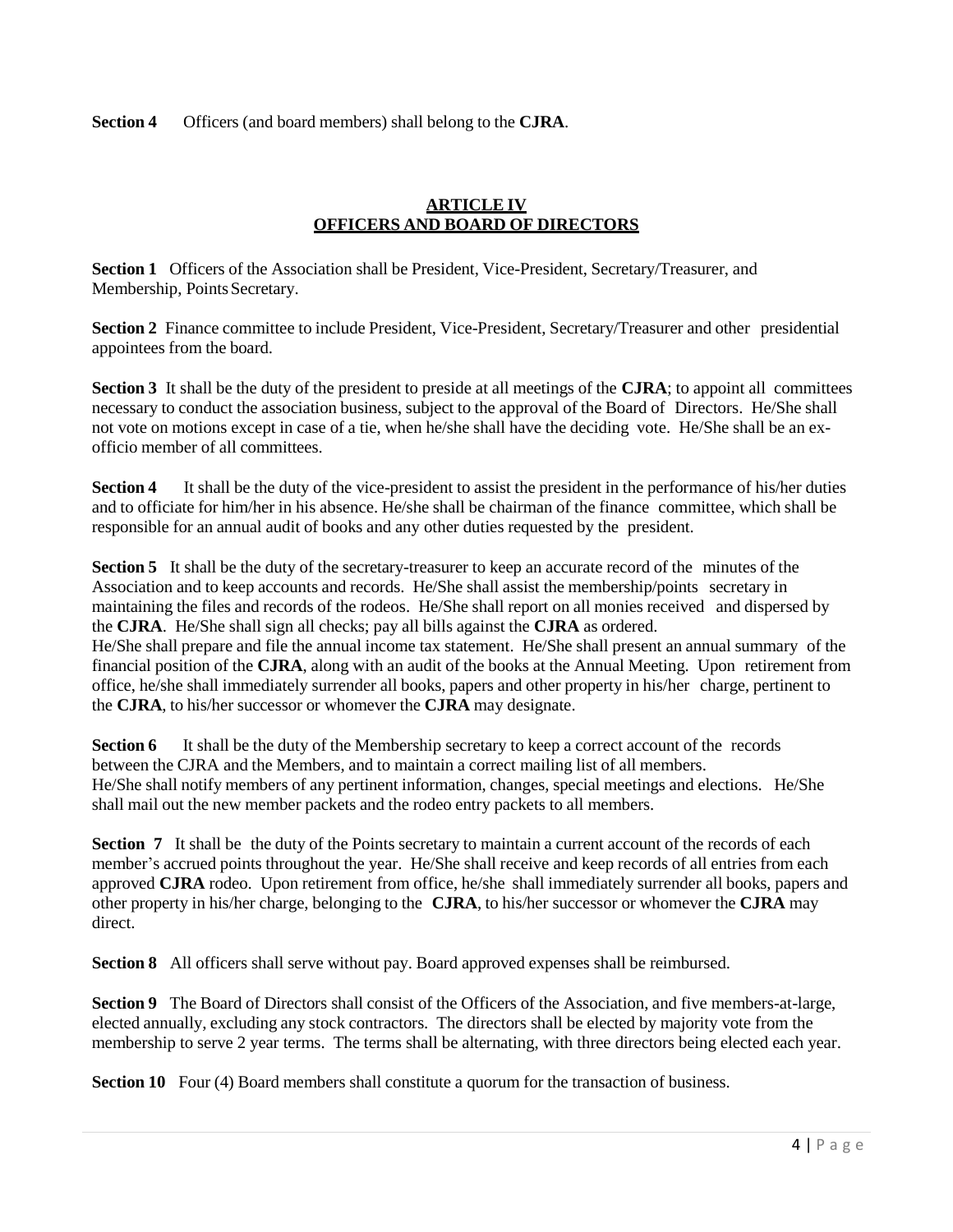**Section 4** Officers (and board members) shall belong to the **CJRA**.

## ARTICLE IV
## OFFICERS AND BOARD OF DIRECTORS

**Section 1** Officers of the Association shall be President, Vice-President, Secretary/Treasurer, and Membership, Points Secretary.

**Section 2** Finance committee to include President, Vice-President, Secretary/Treasurer and other presidential appointees from the board.

**Section 3** It shall be the duty of the president to preside at all meetings of the **CJRA**; to appoint all committees necessary to conduct the association business, subject to the approval of the Board of Directors. He/She shall not vote on motions except in case of a tie, when he/she shall have the deciding vote. He/She shall be an ex-officio member of all committees.

**Section 4** It shall be the duty of the vice-president to assist the president in the performance of his/her duties and to officiate for him/her in his absence. He/she shall be chairman of the finance committee, which shall be responsible for an annual audit of books and any other duties requested by the president.

**Section 5** It shall be the duty of the secretary-treasurer to keep an accurate record of the minutes of the Association and to keep accounts and records. He/She shall assist the membership/points secretary in maintaining the files and records of the rodeos. He/She shall report on all monies received and dispersed by the **CJRA**. He/She shall sign all checks; pay all bills against the **CJRA** as ordered.
He/She shall prepare and file the annual income tax statement. He/She shall present an annual summary of the financial position of the **CJRA**, along with an audit of the books at the Annual Meeting. Upon retirement from office, he/she shall immediately surrender all books, papers and other property in his/her charge, pertinent to the **CJRA**, to his/her successor or whomever the **CJRA** may designate.

**Section 6** It shall be the duty of the Membership secretary to keep a correct account of the records between the CJRA and the Members, and to maintain a correct mailing list of all members.
He/She shall notify members of any pertinent information, changes, special meetings and elections. He/She shall mail out the new member packets and the rodeo entry packets to all members.

**Section 7** It shall be the duty of the Points secretary to maintain a current account of the records of each member's accrued points throughout the year. He/She shall receive and keep records of all entries from each approved **CJRA** rodeo. Upon retirement from office, he/she shall immediately surrender all books, papers and other property in his/her charge, belonging to the **CJRA**, to his/her successor or whomever the **CJRA** may direct.

**Section 8** All officers shall serve without pay. Board approved expenses shall be reimbursed.

**Section 9** The Board of Directors shall consist of the Officers of the Association, and five members-at-large, elected annually, excluding any stock contractors. The directors shall be elected by majority vote from the membership to serve 2 year terms. The terms shall be alternating, with three directors being elected each year.

**Section 10** Four (4) Board members shall constitute a quorum for the transaction of business.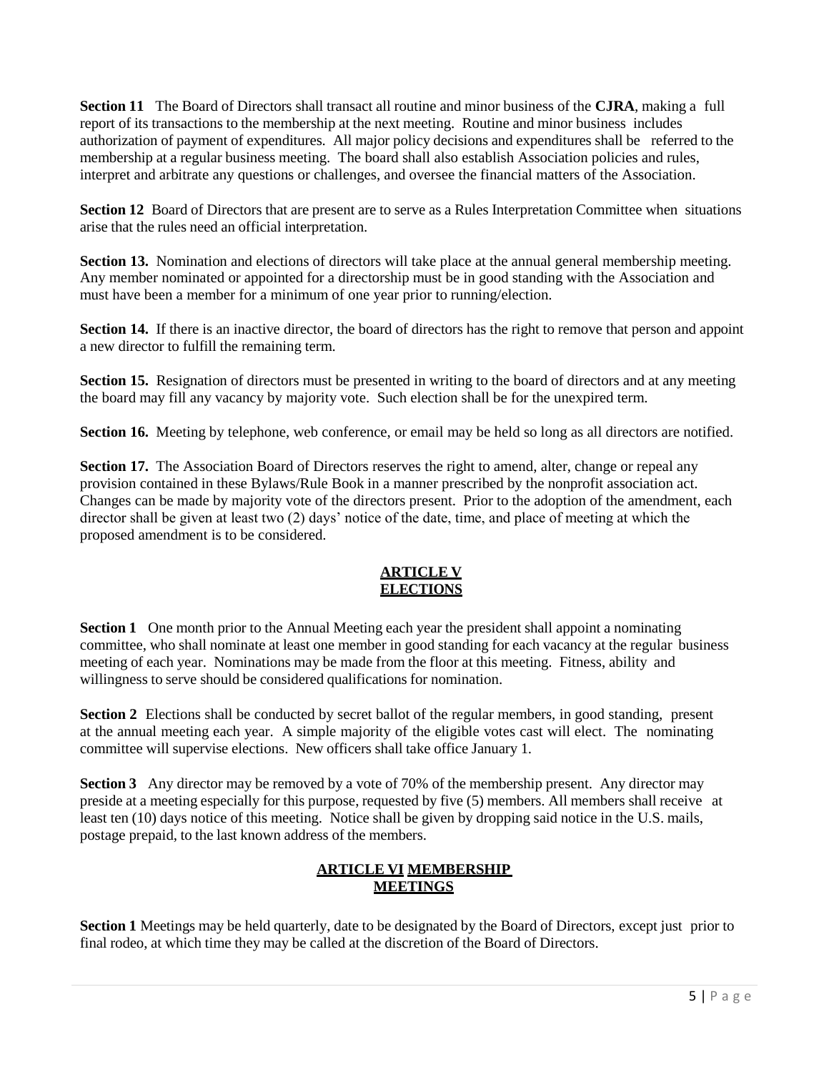**Section 11** The Board of Directors shall transact all routine and minor business of the **CJRA**, making a full report of its transactions to the membership at the next meeting. Routine and minor business includes authorization of payment of expenditures. All major policy decisions and expenditures shall be referred to the membership at a regular business meeting. The board shall also establish Association policies and rules, interpret and arbitrate any questions or challenges, and oversee the financial matters of the Association.

**Section 12** Board of Directors that are present are to serve as a Rules Interpretation Committee when situations arise that the rules need an official interpretation.

**Section 13.** Nomination and elections of directors will take place at the annual general membership meeting. Any member nominated or appointed for a directorship must be in good standing with the Association and must have been a member for a minimum of one year prior to running/election.

**Section 14.** If there is an inactive director, the board of directors has the right to remove that person and appoint a new director to fulfill the remaining term.

**Section 15.** Resignation of directors must be presented in writing to the board of directors and at any meeting the board may fill any vacancy by majority vote. Such election shall be for the unexpired term.

**Section 16.** Meeting by telephone, web conference, or email may be held so long as all directors are notified.

**Section 17.** The Association Board of Directors reserves the right to amend, alter, change or repeal any provision contained in these Bylaws/Rule Book in a manner prescribed by the nonprofit association act. Changes can be made by majority vote of the directors present. Prior to the adoption of the amendment, each director shall be given at least two (2) days' notice of the date, time, and place of meeting at which the proposed amendment is to be considered.

## ARTICLE V
## ELECTIONS

**Section 1** One month prior to the Annual Meeting each year the president shall appoint a nominating committee, who shall nominate at least one member in good standing for each vacancy at the regular business meeting of each year. Nominations may be made from the floor at this meeting. Fitness, ability and willingness to serve should be considered qualifications for nomination.

**Section 2** Elections shall be conducted by secret ballot of the regular members, in good standing, present at the annual meeting each year. A simple majority of the eligible votes cast will elect. The nominating committee will supervise elections. New officers shall take office January 1.

**Section 3** Any director may be removed by a vote of 70% of the membership present. Any director may preside at a meeting especially for this purpose, requested by five (5) members. All members shall receive at least ten (10) days notice of this meeting. Notice shall be given by dropping said notice in the U.S. mails, postage prepaid, to the last known address of the members.

## ARTICLE VI MEMBERSHIP MEETINGS

**Section 1** Meetings may be held quarterly, date to be designated by the Board of Directors, except just prior to final rodeo, at which time they may be called at the discretion of the Board of Directors.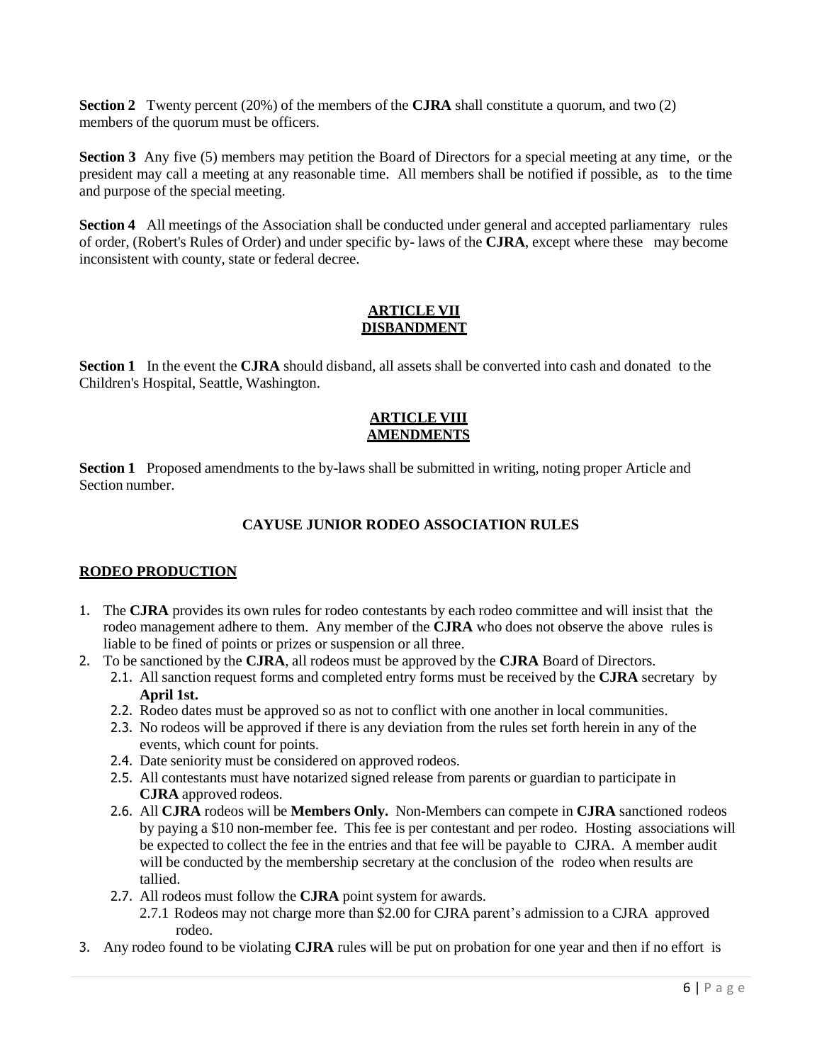**Section 2** Twenty percent (20%) of the members of the **CJRA** shall constitute a quorum, and two (2) members of the quorum must be officers.

**Section 3** Any five (5) members may petition the Board of Directors for a special meeting at any time, or the president may call a meeting at any reasonable time. All members shall be notified if possible, as to the time and purpose of the special meeting.

**Section 4** All meetings of the Association shall be conducted under general and accepted parliamentary rules of order, (Robert's Rules of Order) and under specific by- laws of the **CJRA**, except where these may become inconsistent with county, state or federal decree.

## ARTICLE VII
## DISBANDMENT

**Section 1** In the event the **CJRA** should disband, all assets shall be converted into cash and donated to the Children's Hospital, Seattle, Washington.

## ARTICLE VIII
## AMENDMENTS

**Section 1** Proposed amendments to the by-laws shall be submitted in writing, noting proper Article and Section number.

## CAYUSE JUNIOR RODEO ASSOCIATION RULES

### RODEO PRODUCTION

1. The **CJRA** provides its own rules for rodeo contestants by each rodeo committee and will insist that the rodeo management adhere to them. Any member of the **CJRA** who does not observe the above rules is liable to be fined of points or prizes or suspension or all three.
2. To be sanctioned by the **CJRA**, all rodeos must be approved by the **CJRA** Board of Directors.
   - 2.1. All sanction request forms and completed entry forms must be received by the **CJRA** secretary by **April 1st.**
   - 2.2. Rodeo dates must be approved so as not to conflict with one another in local communities.
   - 2.3. No rodeos will be approved if there is any deviation from the rules set forth herein in any of the events, which count for points.
   - 2.4. Date seniority must be considered on approved rodeos.
   - 2.5. All contestants must have notarized signed release from parents or guardian to participate in **CJRA** approved rodeos.
   - 2.6. All **CJRA** rodeos will be **Members Only.** Non-Members can compete in **CJRA** sanctioned rodeos by paying a $10 non-member fee. This fee is per contestant and per rodeo. Hosting associations will be expected to collect the fee in the entries and that fee will be payable to CJRA. A member audit will be conducted by the membership secretary at the conclusion of the rodeo when results are tallied.
   - 2.7. All rodeos must follow the **CJRA** point system for awards.
     - 2.7.1 Rodeos may not charge more than $2.00 for CJRA parent's admission to a CJRA approved rodeo.
3. Any rodeo found to be violating **CJRA** rules will be put on probation for one year and then if no effort is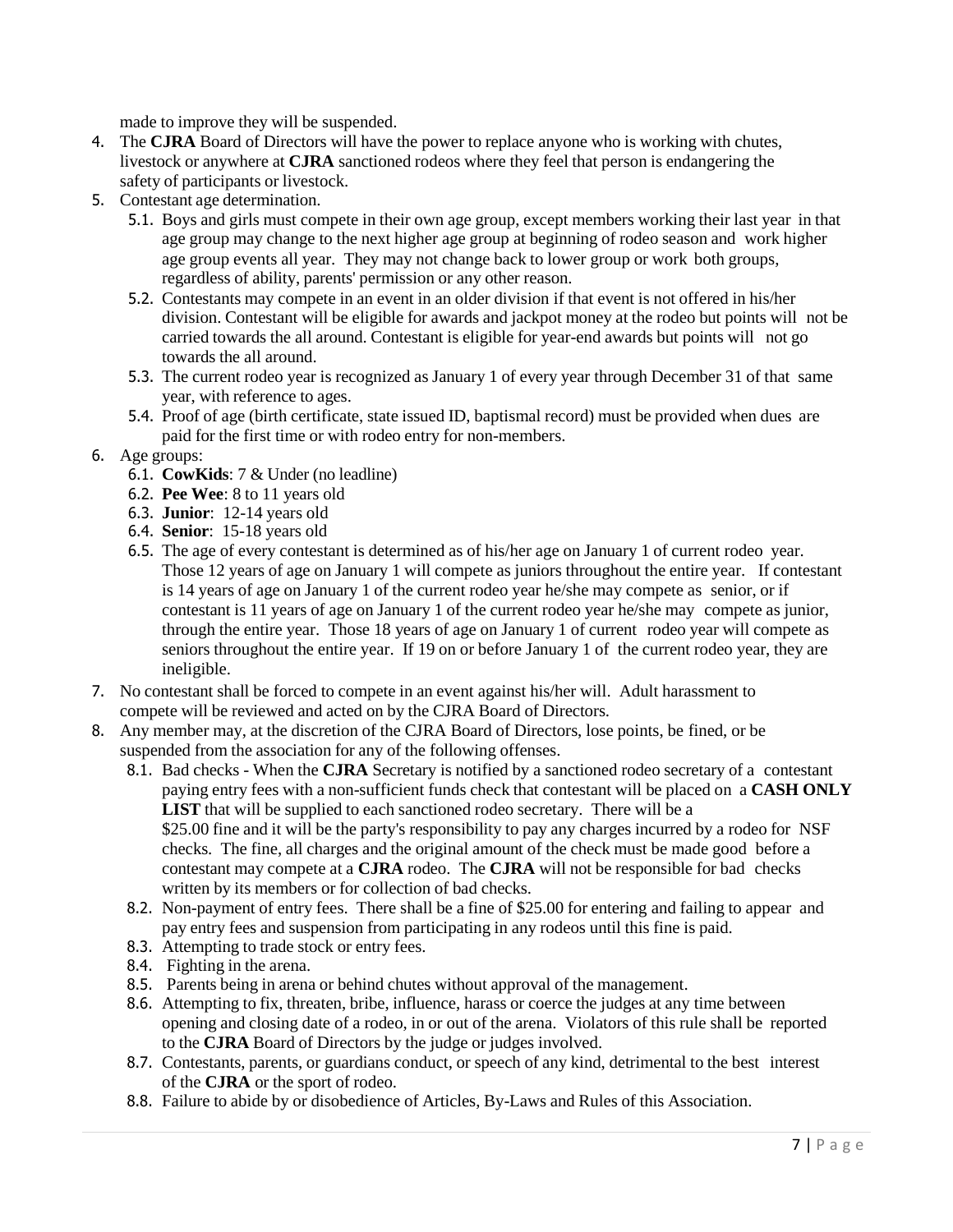made to improve they will be suspended.

4. The **CJRA** Board of Directors will have the power to replace anyone who is working with chutes, livestock or anywhere at **CJRA** sanctioned rodeos where they feel that person is endangering the safety of participants or livestock.
5. Contestant age determination.
   - 5.1. Boys and girls must compete in their own age group, except members working their last year in that age group may change to the next higher age group at beginning of rodeo season and work higher age group events all year. They may not change back to lower group or work both groups, regardless of ability, parents' permission or any other reason.
   - 5.2. Contestants may compete in an event in an older division if that event is not offered in his/her division. Contestant will be eligible for awards and jackpot money at the rodeo but points will not be carried towards the all around. Contestant is eligible for year-end awards but points will not go towards the all around.
   - 5.3. The current rodeo year is recognized as January 1 of every year through December 31 of that same year, with reference to ages.
   - 5.4. Proof of age (birth certificate, state issued ID, baptismal record) must be provided when dues are paid for the first time or with rodeo entry for non-members.
6. Age groups:
   - 6.1. **CowKids**: 7 & Under (no leadline)
   - 6.2. **Pee Wee**: 8 to 11 years old
   - 6.3. **Junior**: 12-14 years old
   - 6.4. **Senior**: 15-18 years old
   - 6.5. The age of every contestant is determined as of his/her age on January 1 of current rodeo year. Those 12 years of age on January 1 will compete as juniors throughout the entire year. If contestant is 14 years of age on January 1 of the current rodeo year he/she may compete as senior, or if contestant is 11 years of age on January 1 of the current rodeo year he/she may compete as junior, through the entire year. Those 18 years of age on January 1 of current rodeo year will compete as seniors throughout the entire year. If 19 on or before January 1 of the current rodeo year, they are ineligible.
7. No contestant shall be forced to compete in an event against his/her will. Adult harassment to compete will be reviewed and acted on by the CJRA Board of Directors.
8. Any member may, at the discretion of the CJRA Board of Directors, lose points, be fined, or be suspended from the association for any of the following offenses.
   - 8.1. Bad checks - When the **CJRA** Secretary is notified by a sanctioned rodeo secretary of a contestant paying entry fees with a non-sufficient funds check that contestant will be placed on a **CASH ONLY LIST** that will be supplied to each sanctioned rodeo secretary. There will be a $25.00 fine and it will be the party's responsibility to pay any charges incurred by a rodeo for NSF checks. The fine, all charges and the original amount of the check must be made good before a contestant may compete at a **CJRA** rodeo. The **CJRA** will not be responsible for bad checks written by its members or for collection of bad checks.
   - 8.2. Non-payment of entry fees. There shall be a fine of $25.00 for entering and failing to appear and pay entry fees and suspension from participating in any rodeos until this fine is paid.
   - 8.3. Attempting to trade stock or entry fees.
   - 8.4. Fighting in the arena.
   - 8.5. Parents being in arena or behind chutes without approval of the management.
   - 8.6. Attempting to fix, threaten, bribe, influence, harass or coerce the judges at any time between opening and closing date of a rodeo, in or out of the arena. Violators of this rule shall be reported to the **CJRA** Board of Directors by the judge or judges involved.
   - 8.7. Contestants, parents, or guardians conduct, or speech of any kind, detrimental to the best interest of the **CJRA** or the sport of rodeo.
   - 8.8. Failure to abide by or disobedience of Articles, By-Laws and Rules of this Association.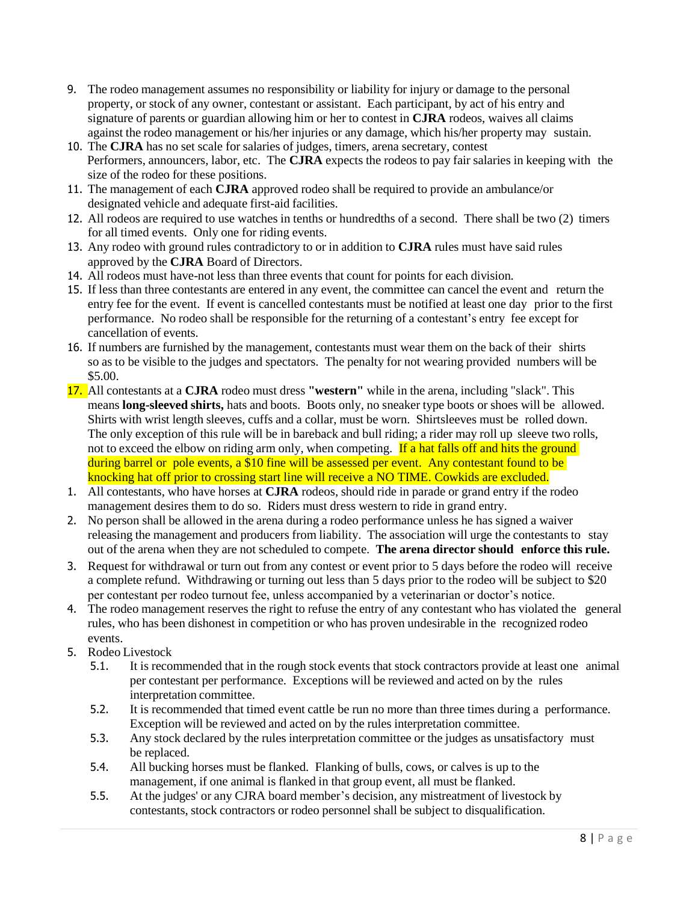9. The rodeo management assumes no responsibility or liability for injury or damage to the personal property, or stock of any owner, contestant or assistant. Each participant, by act of his entry and signature of parents or guardian allowing him or her to contest in **CJRA** rodeos, waives all claims against the rodeo management or his/her injuries or any damage, which his/her property may sustain.
10. The **CJRA** has no set scale for salaries of judges, timers, arena secretary, contest Performers, announcers, labor, etc. The **CJRA** expects the rodeos to pay fair salaries in keeping with the size of the rodeo for these positions.
11. The management of each **CJRA** approved rodeo shall be required to provide an ambulance/or designated vehicle and adequate first-aid facilities.
12. All rodeos are required to use watches in tenths or hundredths of a second. There shall be two (2) timers for all timed events. Only one for riding events.
13. Any rodeo with ground rules contradictory to or in addition to **CJRA** rules must have said rules approved by the **CJRA** Board of Directors.
14. All rodeos must have-not less than three events that count for points for each division.
15. If less than three contestants are entered in any event, the committee can cancel the event and return the entry fee for the event. If event is cancelled contestants must be notified at least one day prior to the first performance. No rodeo shall be responsible for the returning of a contestant's entry fee except for cancellation of events.
16. If numbers are furnished by the management, contestants must wear them on the back of their shirts so as to be visible to the judges and spectators. The penalty for not wearing provided numbers will be $5.00.
17. All contestants at a **CJRA** rodeo must dress **"western"** while in the arena, including "slack". This means **long-sleeved shirts,** hats and boots. Boots only, no sneaker type boots or shoes will be allowed. Shirts with wrist length sleeves, cuffs and a collar, must be worn. Shirtsleeves must be rolled down. The only exception of this rule will be in bareback and bull riding; a rider may roll up sleeve two rolls, not to exceed the elbow on riding arm only, when competing. If a hat falls off and hits the ground during barrel or pole events, a $10 fine will be assessed per event. Any contestant found to be knocking hat off prior to crossing start line will receive a NO TIME. Cowkids are excluded.

1. All contestants, who have horses at **CJRA** rodeos, should ride in parade or grand entry if the rodeo management desires them to do so. Riders must dress western to ride in grand entry.
2. No person shall be allowed in the arena during a rodeo performance unless he has signed a waiver releasing the management and producers from liability. The association will urge the contestants to stay out of the arena when they are not scheduled to compete. **The arena director should enforce this rule.**
3. Request for withdrawal or turn out from any contest or event prior to 5 days before the rodeo will receive a complete refund. Withdrawing or turning out less than 5 days prior to the rodeo will be subject to $20 per contestant per rodeo turnout fee, unless accompanied by a veterinarian or doctor's notice.
4. The rodeo management reserves the right to refuse the entry of any contestant who has violated the general rules, who has been dishonest in competition or who has proven undesirable in the recognized rodeo events.
5. Rodeo Livestock
   - 5.1. It is recommended that in the rough stock events that stock contractors provide at least one animal per contestant per performance. Exceptions will be reviewed and acted on by the rules interpretation committee.
   - 5.2. It is recommended that timed event cattle be run no more than three times during a performance. Exception will be reviewed and acted on by the rules interpretation committee.
   - 5.3. Any stock declared by the rules interpretation committee or the judges as unsatisfactory must be replaced.
   - 5.4. All bucking horses must be flanked. Flanking of bulls, cows, or calves is up to the management, if one animal is flanked in that group event, all must be flanked.
   - 5.5. At the judges' or any CJRA board member's decision, any mistreatment of livestock by contestants, stock contractors or rodeo personnel shall be subject to disqualification.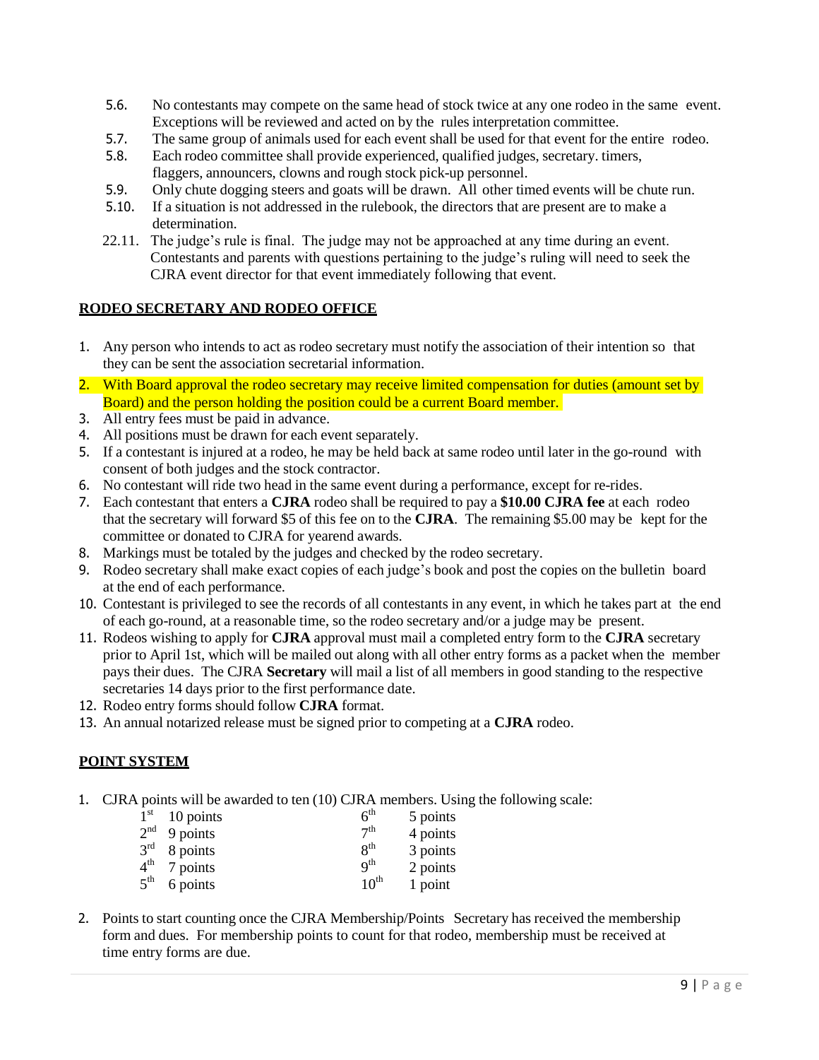5.6. No contestants may compete on the same head of stock twice at any one rodeo in the same event. Exceptions will be reviewed and acted on by the rules interpretation committee.

5.7. The same group of animals used for each event shall be used for that event for the entire rodeo.

5.8. Each rodeo committee shall provide experienced, qualified judges, secretary. timers, flaggers, announcers, clowns and rough stock pick-up personnel.

5.9. Only chute dogging steers and goats will be drawn. All other timed events will be chute run.

5.10. If a situation is not addressed in the rulebook, the directors that are present are to make a determination.

22.11. The judge's rule is final. The judge may not be approached at any time during an event. Contestants and parents with questions pertaining to the judge's ruling will need to seek the CJRA event director for that event immediately following that event.

## RODEO SECRETARY AND RODEO OFFICE

1. Any person who intends to act as rodeo secretary must notify the association of their intention so that they can be sent the association secretarial information.
2. With Board approval the rodeo secretary may receive limited compensation for duties (amount set by Board) and the person holding the position could be a current Board member.
3. All entry fees must be paid in advance.
4. All positions must be drawn for each event separately.
5. If a contestant is injured at a rodeo, he may be held back at same rodeo until later in the go-round with consent of both judges and the stock contractor.
6. No contestant will ride two head in the same event during a performance, except for re-rides.
7. Each contestant that enters a **CJRA** rodeo shall be required to pay a **$10.00 CJRA fee** at each rodeo that the secretary will forward $5 of this fee on to the **CJRA**. The remaining $5.00 may be kept for the committee or donated to CJRA for yearend awards.
8. Markings must be totaled by the judges and checked by the rodeo secretary.
9. Rodeo secretary shall make exact copies of each judge's book and post the copies on the bulletin board at the end of each performance.
10. Contestant is privileged to see the records of all contestants in any event, in which he takes part at the end of each go-round, at a reasonable time, so the rodeo secretary and/or a judge may be present.
11. Rodeos wishing to apply for **CJRA** approval must mail a completed entry form to the **CJRA** secretary prior to April 1st, which will be mailed out along with all other entry forms as a packet when the member pays their dues. The CJRA **Secretary** will mail a list of all members in good standing to the respective secretaries 14 days prior to the first performance date.
12. Rodeo entry forms should follow **CJRA** format.
13. An annual notarized release must be signed prior to competing at a **CJRA** rodeo.

## POINT SYSTEM

1. CJRA points will be awarded to ten (10) CJRA members. Using the following scale:

| | | | |
|---|---|---|---|
| 1st | 10 points | 6th | 5 points |
| 2nd | 9 points | 7th | 4 points |
| 3rd | 8 points | 8th | 3 points |
| 4th | 7 points | 9th | 2 points |
| 5th | 6 points | 10th | 1 point |

2. Points to start counting once the CJRA Membership/Points Secretary has received the membership form and dues. For membership points to count for that rodeo, membership must be received at time entry forms are due.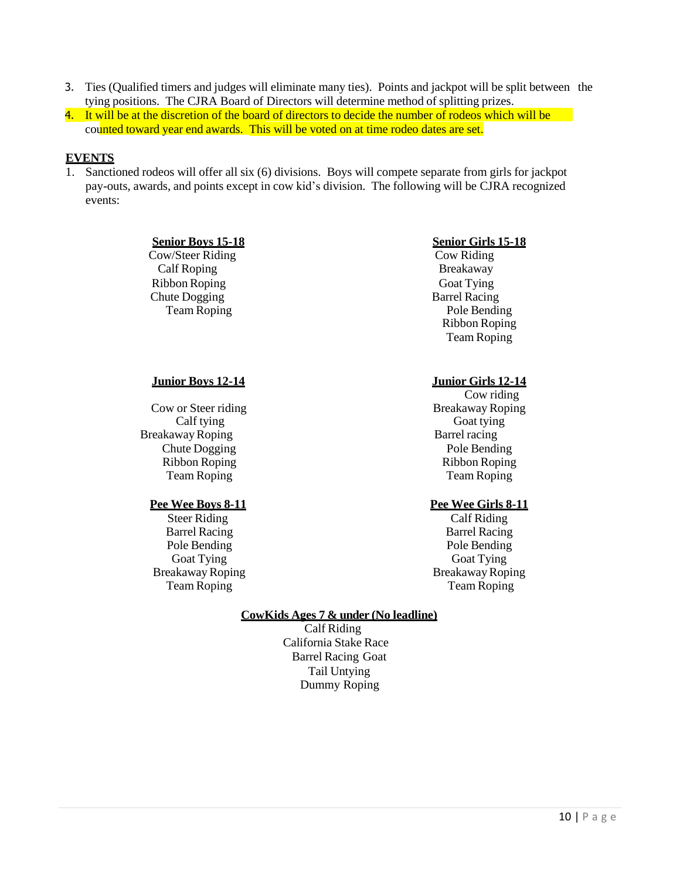3. Ties (Qualified timers and judges will eliminate many ties). Points and jackpot will be split between the tying positions. The CJRA Board of Directors will determine method of splitting prizes.
4. It will be at the discretion of the board of directors to decide the number of rodeos which will be counted toward year end awards. This will be voted on at time rodeo dates are set.

## EVENTS

1. Sanctioned rodeos will offer all six (6) divisions. Boys will compete separate from girls for jackpot pay-outs, awards, and points except in cow kid's division. The following will be CJRA recognized events:

**Senior Boys 15-18**

Cow/Steer Riding
Calf Roping
Ribbon Roping
Chute Dogging
Team Roping

**Senior Girls 15-18**

Cow Riding
Breakaway
Goat Tying
Barrel Racing
Pole Bending
Ribbon Roping
Team Roping

**Junior Boys 12-14**

Cow or Steer riding
Calf tying
Breakaway Roping
Chute Dogging
Ribbon Roping
Team Roping

**Junior Girls 12-14**

Cow riding
Breakaway Roping
Goat tying
Barrel racing
Pole Bending
Ribbon Roping
Team Roping

**Pee Wee Boys 8-11**

Steer Riding
Barrel Racing
Pole Bending
Goat Tying
Breakaway Roping
Team Roping

**Pee Wee Girls 8-11**

Calf Riding
Barrel Racing
Pole Bending
Goat Tying
Breakaway Roping
Team Roping

**CowKids Ages 7 & under (No leadline)**

Calf Riding
California Stake Race
Barrel Racing Goat
Tail Untying
Dummy Roping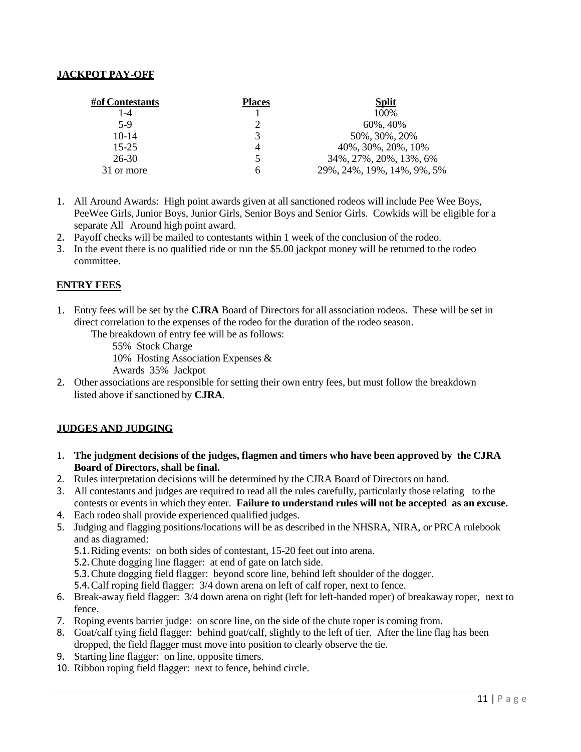## JACKPOT PAY-OFF

| #of Contestants | Places | Split |
|---|---|---|
| 1-4 | 1 | 100% |
| 5-9 | 2 | 60%, 40% |
| 10-14 | 3 | 50%, 30%, 20% |
| 15-25 | 4 | 40%, 30%, 20%, 10% |
| 26-30 | 5 | 34%, 27%, 20%, 13%, 6% |
| 31 or more | 6 | 29%, 24%, 19%, 14%, 9%, 5% |

1. All Around Awards: High point awards given at all sanctioned rodeos will include Pee Wee Boys, PeeWee Girls, Junior Boys, Junior Girls, Senior Boys and Senior Girls. Cowkids will be eligible for a separate All Around high point award.
2. Payoff checks will be mailed to contestants within 1 week of the conclusion of the rodeo.
3. In the event there is no qualified ride or run the $5.00 jackpot money will be returned to the rodeo committee.

## ENTRY FEES

1. Entry fees will be set by the **CJRA** Board of Directors for all association rodeos. These will be set in direct correlation to the expenses of the rodeo for the duration of the rodeo season.
   The breakdown of entry fee will be as follows:
   55% Stock Charge
   10% Hosting Association Expenses &
   Awards 35% Jackpot
2. Other associations are responsible for setting their own entry fees, but must follow the breakdown listed above if sanctioned by **CJRA**.

## JUDGES AND JUDGING

1. **The judgment decisions of the judges, flagmen and timers who have been approved by the CJRA Board of Directors, shall be final.**
2. Rules interpretation decisions will be determined by the CJRA Board of Directors on hand.
3. All contestants and judges are required to read all the rules carefully, particularly those relating to the contests or events in which they enter. **Failure to understand rules will not be accepted as an excuse.**
4. Each rodeo shall provide experienced qualified judges.
5. Judging and flagging positions/locations will be as described in the NHSRA, NIRA, or PRCA rulebook and as diagramed:
   5.1. Riding events: on both sides of contestant, 15-20 feet out into arena.
   5.2. Chute dogging line flagger: at end of gate on latch side.
   5.3. Chute dogging field flagger: beyond score line, behind left shoulder of the dogger.
   5.4. Calf roping field flagger: 3/4 down arena on left of calf roper, next to fence.
6. Break-away field flagger: 3/4 down arena on right (left for left-handed roper) of breakaway roper, next to fence.
7. Roping events barrier judge: on score line, on the side of the chute roper is coming from.
8. Goat/calf tying field flagger: behind goat/calf, slightly to the left of tier. After the line flag has been dropped, the field flagger must move into position to clearly observe the tie.
9. Starting line flagger: on line, opposite timers.
10. Ribbon roping field flagger: next to fence, behind circle.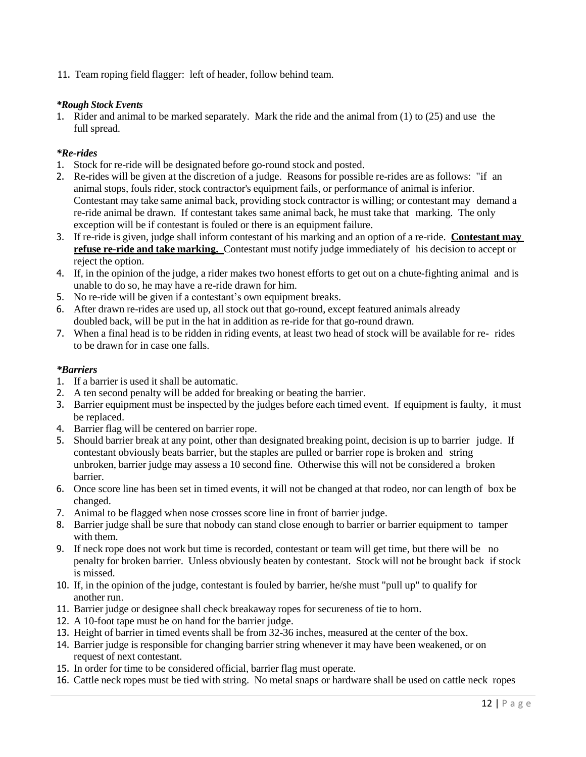11. Team roping field flagger: left of header, follow behind team.

***Rough Stock Events***

1. Rider and animal to be marked separately. Mark the ride and the animal from (1) to (25) and use the full spread.

***Re-rides***

1. Stock for re-ride will be designated before go-round stock and posted.
2. Re-rides will be given at the discretion of a judge. Reasons for possible re-rides are as follows: "if an animal stops, fouls rider, stock contractor's equipment fails, or performance of animal is inferior. Contestant may take same animal back, providing stock contractor is willing; or contestant may demand a re-ride animal be drawn. If contestant takes same animal back, he must take that marking. The only exception will be if contestant is fouled or there is an equipment failure.
3. If re-ride is given, judge shall inform contestant of his marking and an option of a re-ride. **Contestant may refuse re-ride and take marking.** Contestant must notify judge immediately of his decision to accept or reject the option.
4. If, in the opinion of the judge, a rider makes two honest efforts to get out on a chute-fighting animal and is unable to do so, he may have a re-ride drawn for him.
5. No re-ride will be given if a contestant's own equipment breaks.
6. After drawn re-rides are used up, all stock out that go-round, except featured animals already doubled back, will be put in the hat in addition as re-ride for that go-round drawn.
7. When a final head is to be ridden in riding events, at least two head of stock will be available for re- rides to be drawn for in case one falls.

***Barriers***

1. If a barrier is used it shall be automatic.
2. A ten second penalty will be added for breaking or beating the barrier.
3. Barrier equipment must be inspected by the judges before each timed event. If equipment is faulty, it must be replaced.
4. Barrier flag will be centered on barrier rope.
5. Should barrier break at any point, other than designated breaking point, decision is up to barrier judge. If contestant obviously beats barrier, but the staples are pulled or barrier rope is broken and string unbroken, barrier judge may assess a 10 second fine. Otherwise this will not be considered a broken barrier.
6. Once score line has been set in timed events, it will not be changed at that rodeo, nor can length of box be changed.
7. Animal to be flagged when nose crosses score line in front of barrier judge.
8. Barrier judge shall be sure that nobody can stand close enough to barrier or barrier equipment to tamper with them.
9. If neck rope does not work but time is recorded, contestant or team will get time, but there will be no penalty for broken barrier. Unless obviously beaten by contestant. Stock will not be brought back if stock is missed.
10. If, in the opinion of the judge, contestant is fouled by barrier, he/she must "pull up" to qualify for another run.
11. Barrier judge or designee shall check breakaway ropes for secureness of tie to horn.
12. A 10-foot tape must be on hand for the barrier judge.
13. Height of barrier in timed events shall be from 32-36 inches, measured at the center of the box.
14. Barrier judge is responsible for changing barrier string whenever it may have been weakened, or on request of next contestant.
15. In order for time to be considered official, barrier flag must operate.
16. Cattle neck ropes must be tied with string. No metal snaps or hardware shall be used on cattle neck ropes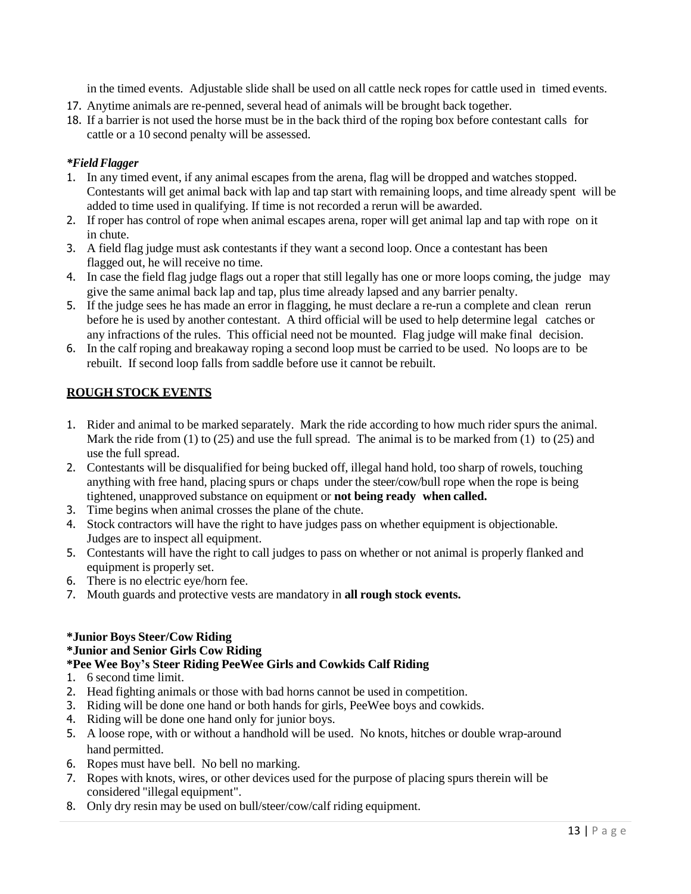in the timed events. Adjustable slide shall be used on all cattle neck ropes for cattle used in timed events.

17. Anytime animals are re-penned, several head of animals will be brought back together.
18. If a barrier is not used the horse must be in the back third of the roping box before contestant calls for cattle or a 10 second penalty will be assessed.

***Field Flagger***

1. In any timed event, if any animal escapes from the arena, flag will be dropped and watches stopped. Contestants will get animal back with lap and tap start with remaining loops, and time already spent will be added to time used in qualifying. If time is not recorded a rerun will be awarded.
2. If roper has control of rope when animal escapes arena, roper will get animal lap and tap with rope on it in chute.
3. A field flag judge must ask contestants if they want a second loop. Once a contestant has been flagged out, he will receive no time.
4. In case the field flag judge flags out a roper that still legally has one or more loops coming, the judge may give the same animal back lap and tap, plus time already lapsed and any barrier penalty.
5. If the judge sees he has made an error in flagging, he must declare a re-run a complete and clean rerun before he is used by another contestant. A third official will be used to help determine legal catches or any infractions of the rules. This official need not be mounted. Flag judge will make final decision.
6. In the calf roping and breakaway roping a second loop must be carried to be used. No loops are to be rebuilt. If second loop falls from saddle before use it cannot be rebuilt.

## <u>ROUGH STOCK EVENTS</u>

1. Rider and animal to be marked separately. Mark the ride according to how much rider spurs the animal. Mark the ride from (1) to (25) and use the full spread. The animal is to be marked from (1) to (25) and use the full spread.
2. Contestants will be disqualified for being bucked off, illegal hand hold, too sharp of rowels, touching anything with free hand, placing spurs or chaps under the steer/cow/bull rope when the rope is being tightened, unapproved substance on equipment or **not being ready when called.**
3. Time begins when animal crosses the plane of the chute.
4. Stock contractors will have the right to have judges pass on whether equipment is objectionable. Judges are to inspect all equipment.
5. Contestants will have the right to call judges to pass on whether or not animal is properly flanked and equipment is properly set.
6. There is no electric eye/horn fee.
7. Mouth guards and protective vests are mandatory in **all rough stock events.**

**\*Junior Boys Steer/Cow Riding**
**\*Junior and Senior Girls Cow Riding**
**\*Pee Wee Boy's Steer Riding PeeWee Girls and Cowkids Calf Riding**

1. 6 second time limit.
2. Head fighting animals or those with bad horns cannot be used in competition.
3. Riding will be done one hand or both hands for girls, PeeWee boys and cowkids.
4. Riding will be done one hand only for junior boys.
5. A loose rope, with or without a handhold will be used. No knots, hitches or double wrap-around hand permitted.
6. Ropes must have bell. No bell no marking.
7. Ropes with knots, wires, or other devices used for the purpose of placing spurs therein will be considered "illegal equipment".
8. Only dry resin may be used on bull/steer/cow/calf riding equipment.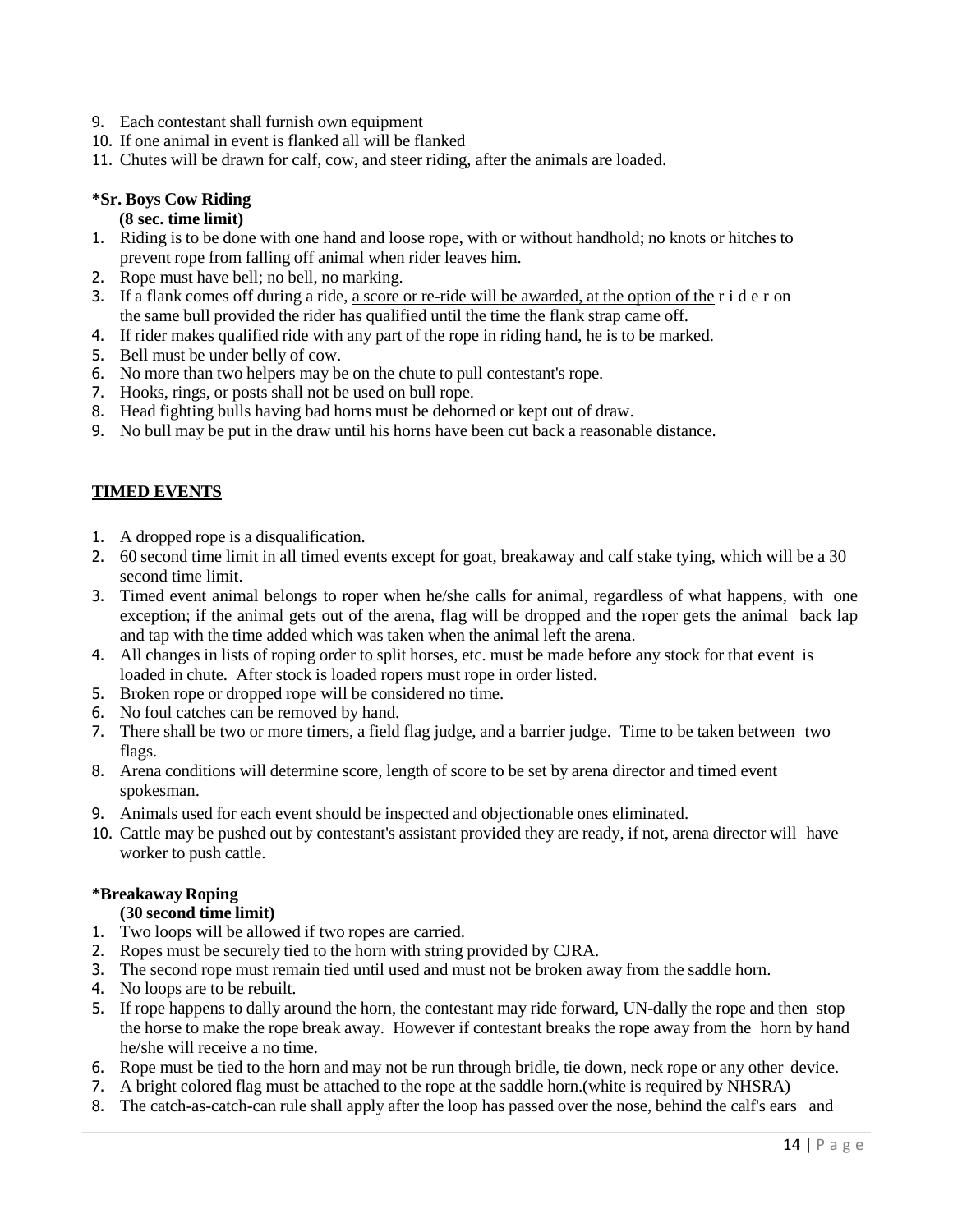9. Each contestant shall furnish own equipment
10. If one animal in event is flanked all will be flanked
11. Chutes will be drawn for calf, cow, and steer riding, after the animals are loaded.

**\*Sr. Boys Cow Riding**
**(8 sec. time limit)**

1. Riding is to be done with one hand and loose rope, with or without handhold; no knots or hitches to prevent rope from falling off animal when rider leaves him.
2. Rope must have bell; no bell, no marking.
3. If a flank comes off during a ride, <u>a score or re-ride will be awarded, at the option of the</u> rider on the same bull provided the rider has qualified until the time the flank strap came off.
4. If rider makes qualified ride with any part of the rope in riding hand, he is to be marked.
5. Bell must be under belly of cow.
6. No more than two helpers may be on the chute to pull contestant's rope.
7. Hooks, rings, or posts shall not be used on bull rope.
8. Head fighting bulls having bad horns must be dehorned or kept out of draw.
9. No bull may be put in the draw until his horns have been cut back a reasonable distance.

## <u>TIMED EVENTS</u>

1. A dropped rope is a disqualification.
2. 60 second time limit in all timed events except for goat, breakaway and calf stake tying, which will be a 30 second time limit.
3. Timed event animal belongs to roper when he/she calls for animal, regardless of what happens, with one exception; if the animal gets out of the arena, flag will be dropped and the roper gets the animal back lap and tap with the time added which was taken when the animal left the arena.
4. All changes in lists of roping order to split horses, etc. must be made before any stock for that event is loaded in chute. After stock is loaded ropers must rope in order listed.
5. Broken rope or dropped rope will be considered no time.
6. No foul catches can be removed by hand.
7. There shall be two or more timers, a field flag judge, and a barrier judge. Time to be taken between two flags.
8. Arena conditions will determine score, length of score to be set by arena director and timed event spokesman.
9. Animals used for each event should be inspected and objectionable ones eliminated.
10. Cattle may be pushed out by contestant's assistant provided they are ready, if not, arena director will have worker to push cattle.

**\*Breakaway Roping**
**(30 second time limit)**

1. Two loops will be allowed if two ropes are carried.
2. Ropes must be securely tied to the horn with string provided by CJRA.
3. The second rope must remain tied until used and must not be broken away from the saddle horn.
4. No loops are to be rebuilt.
5. If rope happens to dally around the horn, the contestant may ride forward, UN-dally the rope and then stop the horse to make the rope break away. However if contestant breaks the rope away from the horn by hand he/she will receive a no time.
6. Rope must be tied to the horn and may not be run through bridle, tie down, neck rope or any other device.
7. A bright colored flag must be attached to the rope at the saddle horn.(white is required by NHSRA)
8. The catch-as-catch-can rule shall apply after the loop has passed over the nose, behind the calf's ears and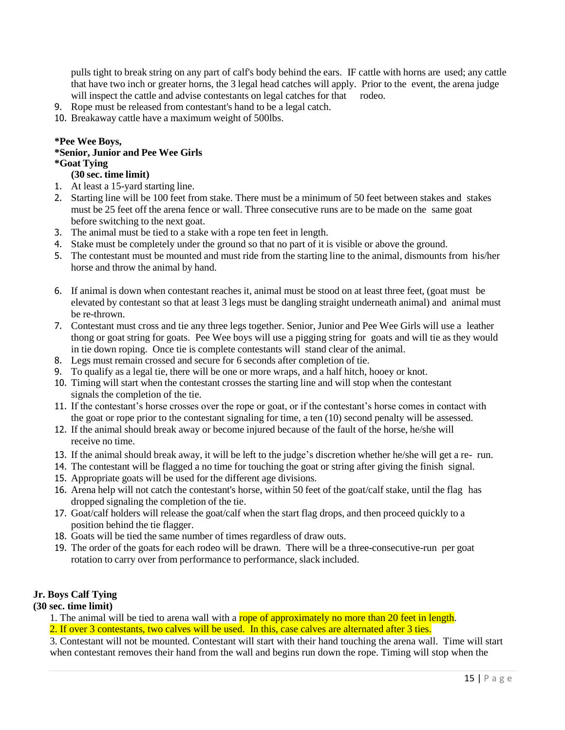pulls tight to break string on any part of calf's body behind the ears. IF cattle with horns are used; any cattle that have two inch or greater horns, the 3 legal head catches will apply. Prior to the event, the arena judge will inspect the cattle and advise contestants on legal catches for that rodeo.

9. Rope must be released from contestant's hand to be a legal catch.
10. Breakaway cattle have a maximum weight of 500lbs.

**\*Pee Wee Boys,**
**\*Senior, Junior and Pee Wee Girls**
**\*Goat Tying**
**(30 sec. time limit)**

1. At least a 15-yard starting line.
2. Starting line will be 100 feet from stake. There must be a minimum of 50 feet between stakes and stakes must be 25 feet off the arena fence or wall. Three consecutive runs are to be made on the same goat before switching to the next goat.
3. The animal must be tied to a stake with a rope ten feet in length.
4. Stake must be completely under the ground so that no part of it is visible or above the ground.
5. The contestant must be mounted and must ride from the starting line to the animal, dismounts from his/her horse and throw the animal by hand.
6. If animal is down when contestant reaches it, animal must be stood on at least three feet, (goat must be elevated by contestant so that at least 3 legs must be dangling straight underneath animal) and animal must be re-thrown.
7. Contestant must cross and tie any three legs together. Senior, Junior and Pee Wee Girls will use a leather thong or goat string for goats. Pee Wee boys will use a pigging string for goats and will tie as they would in tie down roping. Once tie is complete contestants will stand clear of the animal.
8. Legs must remain crossed and secure for 6 seconds after completion of tie.
9. To qualify as a legal tie, there will be one or more wraps, and a half hitch, hooey or knot.
10. Timing will start when the contestant crosses the starting line and will stop when the contestant signals the completion of the tie.
11. If the contestant's horse crosses over the rope or goat, or if the contestant's horse comes in contact with the goat or rope prior to the contestant signaling for time, a ten (10) second penalty will be assessed.
12. If the animal should break away or become injured because of the fault of the horse, he/she will receive no time.
13. If the animal should break away, it will be left to the judge's discretion whether he/she will get a re- run.
14. The contestant will be flagged a no time for touching the goat or string after giving the finish signal.
15. Appropriate goats will be used for the different age divisions.
16. Arena help will not catch the contestant's horse, within 50 feet of the goat/calf stake, until the flag has dropped signaling the completion of the tie.
17. Goat/calf holders will release the goat/calf when the start flag drops, and then proceed quickly to a position behind the tie flagger.
18. Goats will be tied the same number of times regardless of draw outs.
19. The order of the goats for each rodeo will be drawn. There will be a three-consecutive-run per goat rotation to carry over from performance to performance, slack included.

**Jr. Boys Calf Tying**
**(30 sec. time limit)**

1. The animal will be tied to arena wall with a rope of approximately no more than 20 feet in length.
2. If over 3 contestants, two calves will be used. In this, case calves are alternated after 3 ties.
3. Contestant will not be mounted. Contestant will start with their hand touching the arena wall. Time will start when contestant removes their hand from the wall and begins run down the rope. Timing will stop when the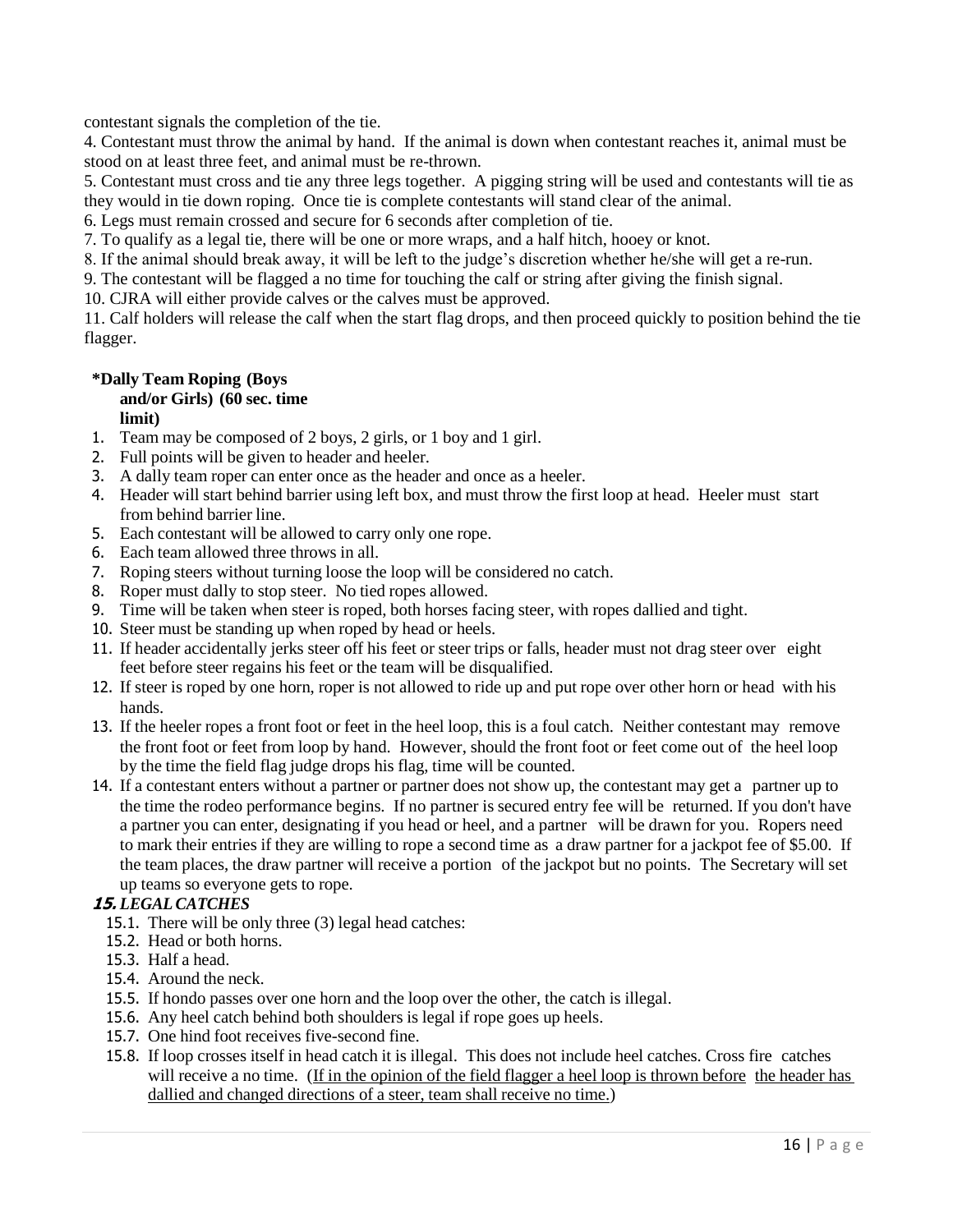contestant signals the completion of the tie.

4. Contestant must throw the animal by hand. If the animal is down when contestant reaches it, animal must be stood on at least three feet, and animal must be re-thrown.
5. Contestant must cross and tie any three legs together. A pigging string will be used and contestants will tie as they would in tie down roping. Once tie is complete contestants will stand clear of the animal.
6. Legs must remain crossed and secure for 6 seconds after completion of tie.
7. To qualify as a legal tie, there will be one or more wraps, and a half hitch, hooey or knot.
8. If the animal should break away, it will be left to the judge's discretion whether he/she will get a re-run.
9. The contestant will be flagged a no time for touching the calf or string after giving the finish signal.
10. CJRA will either provide calves or the calves must be approved.
11. Calf holders will release the calf when the start flag drops, and then proceed quickly to position behind the tie flagger.

**\*Dally Team Roping (Boys and/or Girls) (60 sec. time limit)**

1. Team may be composed of 2 boys, 2 girls, or 1 boy and 1 girl.
2. Full points will be given to header and heeler.
3. A dally team roper can enter once as the header and once as a heeler.
4. Header will start behind barrier using left box, and must throw the first loop at head. Heeler must start from behind barrier line.
5. Each contestant will be allowed to carry only one rope.
6. Each team allowed three throws in all.
7. Roping steers without turning loose the loop will be considered no catch.
8. Roper must dally to stop steer. No tied ropes allowed.
9. Time will be taken when steer is roped, both horses facing steer, with ropes dallied and tight.
10. Steer must be standing up when roped by head or heels.
11. If header accidentally jerks steer off his feet or steer trips or falls, header must not drag steer over eight feet before steer regains his feet or the team will be disqualified.
12. If steer is roped by one horn, roper is not allowed to ride up and put rope over other horn or head with his hands.
13. If the heeler ropes a front foot or feet in the heel loop, this is a foul catch. Neither contestant may remove the front foot or feet from loop by hand. However, should the front foot or feet come out of the heel loop by the time the field flag judge drops his flag, time will be counted.
14. If a contestant enters without a partner or partner does not show up, the contestant may get a partner up to the time the rodeo performance begins. If no partner is secured entry fee will be returned. If you don't have a partner you can enter, designating if you head or heel, and a partner will be drawn for you. Ropers need to mark their entries if they are willing to rope a second time as a draw partner for a jackpot fee of $5.00. If the team places, the draw partner will receive a portion of the jackpot but no points. The Secretary will set up teams so everyone gets to rope.

***15. LEGAL CATCHES***

- 15.1. There will be only three (3) legal head catches:
- 15.2. Head or both horns.
- 15.3. Half a head.
- 15.4. Around the neck.
- 15.5. If hondo passes over one horn and the loop over the other, the catch is illegal.
- 15.6. Any heel catch behind both shoulders is legal if rope goes up heels.
- 15.7. One hind foot receives five-second fine.
- 15.8. If loop crosses itself in head catch it is illegal. This does not include heel catches. Cross fire catches will receive a no time. (<u>If in the opinion of the field flagger a heel loop is thrown before the header has dallied and changed directions of a steer, team shall receive no time.</u>)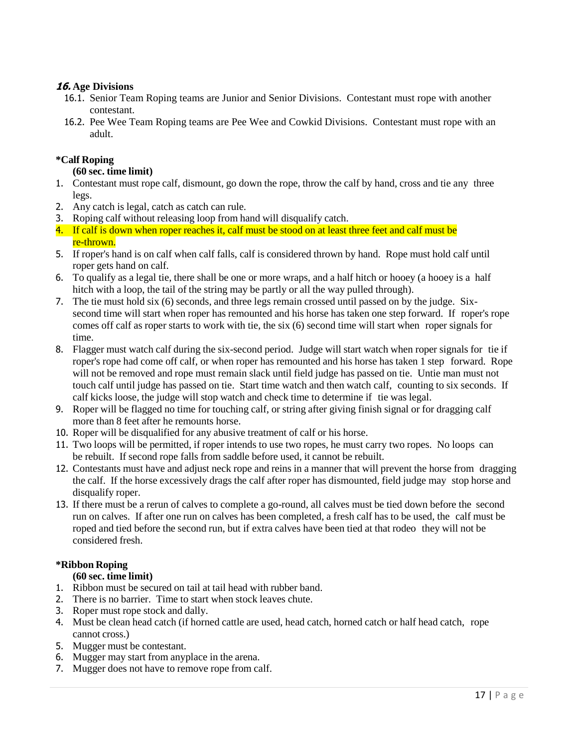### *16.* Age Divisions

16.1. Senior Team Roping teams are Junior and Senior Divisions. Contestant must rope with another contestant.

16.2. Pee Wee Team Roping teams are Pee Wee and Cowkid Divisions. Contestant must rope with an adult.

### *Calf Roping

**(60 sec. time limit)**

1. Contestant must rope calf, dismount, go down the rope, throw the calf by hand, cross and tie any three legs.
2. Any catch is legal, catch as catch can rule.
3. Roping calf without releasing loop from hand will disqualify catch.
4. If calf is down when roper reaches it, calf must be stood on at least three feet and calf must be re-thrown.
5. If roper's hand is on calf when calf falls, calf is considered thrown by hand. Rope must hold calf until roper gets hand on calf.
6. To qualify as a legal tie, there shall be one or more wraps, and a half hitch or hooey (a hooey is a half hitch with a loop, the tail of the string may be partly or all the way pulled through).
7. The tie must hold six (6) seconds, and three legs remain crossed until passed on by the judge. Six-second time will start when roper has remounted and his horse has taken one step forward. If roper's rope comes off calf as roper starts to work with tie, the six (6) second time will start when roper signals for time.
8. Flagger must watch calf during the six-second period. Judge will start watch when roper signals for tie if roper's rope had come off calf, or when roper has remounted and his horse has taken 1 step forward. Rope will not be removed and rope must remain slack until field judge has passed on tie. Untie man must not touch calf until judge has passed on tie. Start time watch and then watch calf, counting to six seconds. If calf kicks loose, the judge will stop watch and check time to determine if tie was legal.
9. Roper will be flagged no time for touching calf, or string after giving finish signal or for dragging calf more than 8 feet after he remounts horse.
10. Roper will be disqualified for any abusive treatment of calf or his horse.
11. Two loops will be permitted, if roper intends to use two ropes, he must carry two ropes. No loops can be rebuilt. If second rope falls from saddle before used, it cannot be rebuilt.
12. Contestants must have and adjust neck rope and reins in a manner that will prevent the horse from dragging the calf. If the horse excessively drags the calf after roper has dismounted, field judge may stop horse and disqualify roper.
13. If there must be a rerun of calves to complete a go-round, all calves must be tied down before the second run on calves. If after one run on calves has been completed, a fresh calf has to be used, the calf must be roped and tied before the second run, but if extra calves have been tied at that rodeo they will not be considered fresh.

### *Ribbon Roping

**(60 sec. time limit)**

1. Ribbon must be secured on tail at tail head with rubber band.
2. There is no barrier. Time to start when stock leaves chute.
3. Roper must rope stock and dally.
4. Must be clean head catch (if horned cattle are used, head catch, horned catch or half head catch, rope cannot cross.)
5. Mugger must be contestant.
6. Mugger may start from anyplace in the arena.
7. Mugger does not have to remove rope from calf.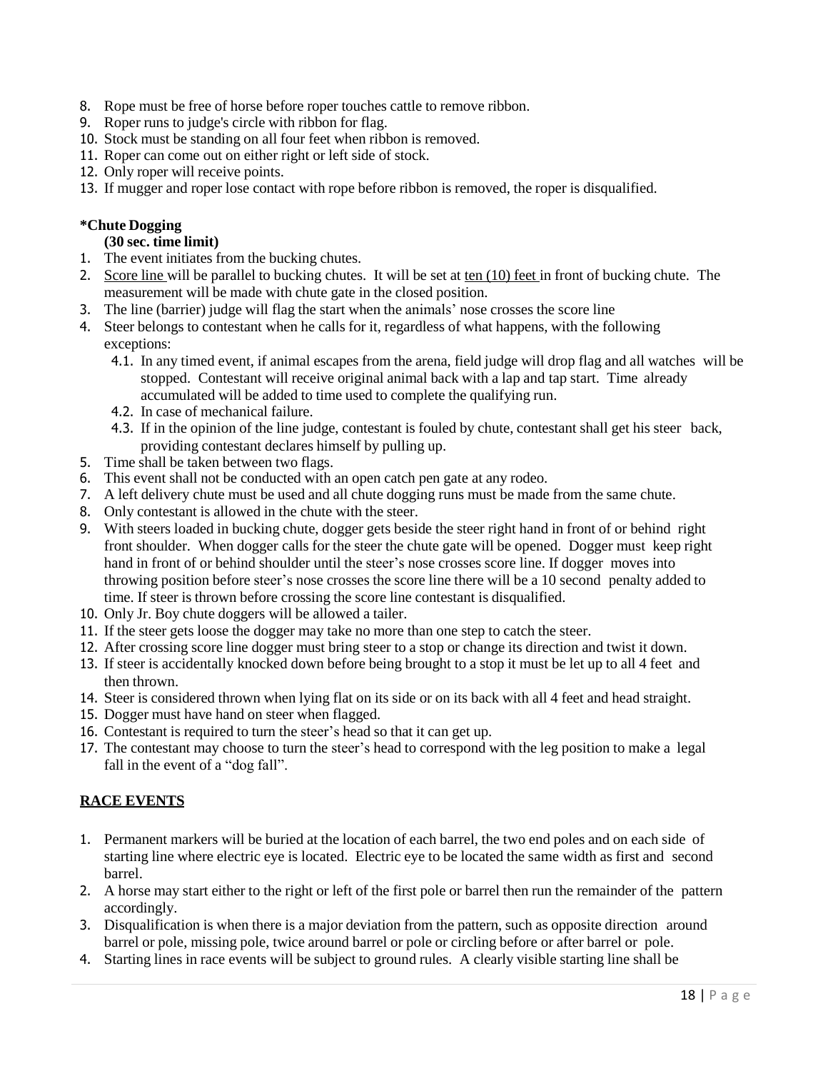8. Rope must be free of horse before roper touches cattle to remove ribbon.
9. Roper runs to judge's circle with ribbon for flag.
10. Stock must be standing on all four feet when ribbon is removed.
11. Roper can come out on either right or left side of stock.
12. Only roper will receive points.
13. If mugger and roper lose contact with rope before ribbon is removed, the roper is disqualified.

**\*Chute Dogging**

**(30 sec. time limit)**

1. The event initiates from the bucking chutes.
2. Score line will be parallel to bucking chutes. It will be set at ten (10) feet in front of bucking chute. The measurement will be made with chute gate in the closed position.
3. The line (barrier) judge will flag the start when the animals' nose crosses the score line
4. Steer belongs to contestant when he calls for it, regardless of what happens, with the following exceptions:
   - 4.1. In any timed event, if animal escapes from the arena, field judge will drop flag and all watches will be stopped. Contestant will receive original animal back with a lap and tap start. Time already accumulated will be added to time used to complete the qualifying run.
   - 4.2. In case of mechanical failure.
   - 4.3. If in the opinion of the line judge, contestant is fouled by chute, contestant shall get his steer back, providing contestant declares himself by pulling up.
5. Time shall be taken between two flags.
6. This event shall not be conducted with an open catch pen gate at any rodeo.
7. A left delivery chute must be used and all chute dogging runs must be made from the same chute.
8. Only contestant is allowed in the chute with the steer.
9. With steers loaded in bucking chute, dogger gets beside the steer right hand in front of or behind right front shoulder. When dogger calls for the steer the chute gate will be opened. Dogger must keep right hand in front of or behind shoulder until the steer's nose crosses score line. If dogger moves into throwing position before steer's nose crosses the score line there will be a 10 second penalty added to time. If steer is thrown before crossing the score line contestant is disqualified.
10. Only Jr. Boy chute doggers will be allowed a tailer.
11. If the steer gets loose the dogger may take no more than one step to catch the steer.
12. After crossing score line dogger must bring steer to a stop or change its direction and twist it down.
13. If steer is accidentally knocked down before being brought to a stop it must be let up to all 4 feet and then thrown.
14. Steer is considered thrown when lying flat on its side or on its back with all 4 feet and head straight.
15. Dogger must have hand on steer when flagged.
16. Contestant is required to turn the steer's head so that it can get up.
17. The contestant may choose to turn the steer's head to correspond with the leg position to make a legal fall in the event of a "dog fall".

## RACE EVENTS

1. Permanent markers will be buried at the location of each barrel, the two end poles and on each side of starting line where electric eye is located. Electric eye to be located the same width as first and second barrel.
2. A horse may start either to the right or left of the first pole or barrel then run the remainder of the pattern accordingly.
3. Disqualification is when there is a major deviation from the pattern, such as opposite direction around barrel or pole, missing pole, twice around barrel or pole or circling before or after barrel or pole.
4. Starting lines in race events will be subject to ground rules. A clearly visible starting line shall be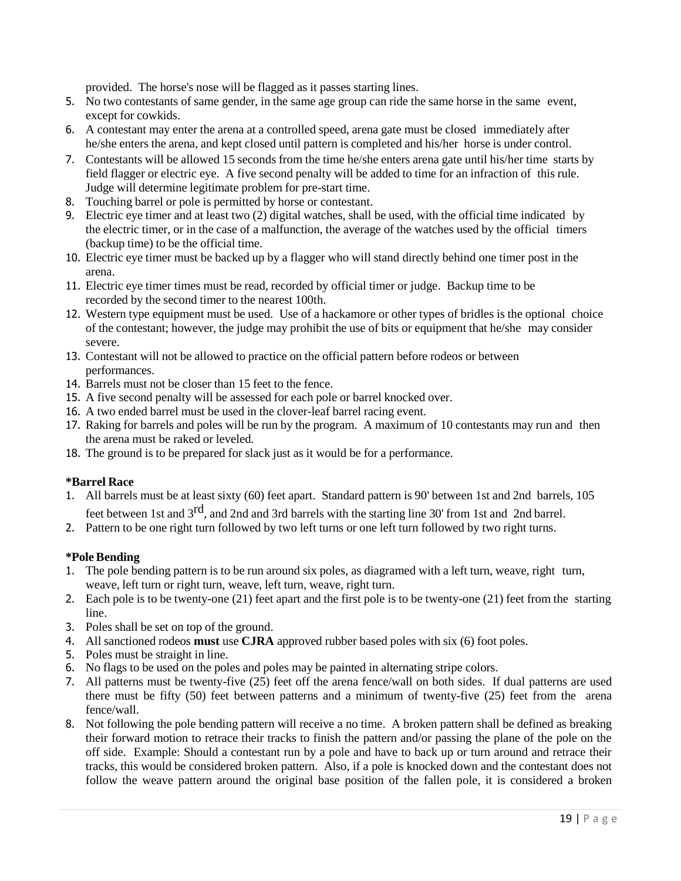provided. The horse's nose will be flagged as it passes starting lines.

5. No two contestants of same gender, in the same age group can ride the same horse in the same event, except for cowkids.
6. A contestant may enter the arena at a controlled speed, arena gate must be closed immediately after he/she enters the arena, and kept closed until pattern is completed and his/her horse is under control.
7. Contestants will be allowed 15 seconds from the time he/she enters arena gate until his/her time starts by field flagger or electric eye. A five second penalty will be added to time for an infraction of this rule. Judge will determine legitimate problem for pre-start time.
8. Touching barrel or pole is permitted by horse or contestant.
9. Electric eye timer and at least two (2) digital watches, shall be used, with the official time indicated by the electric timer, or in the case of a malfunction, the average of the watches used by the official timers (backup time) to be the official time.
10. Electric eye timer must be backed up by a flagger who will stand directly behind one timer post in the arena.
11. Electric eye timer times must be read, recorded by official timer or judge. Backup time to be recorded by the second timer to the nearest 100th.
12. Western type equipment must be used. Use of a hackamore or other types of bridles is the optional choice of the contestant; however, the judge may prohibit the use of bits or equipment that he/she may consider severe.
13. Contestant will not be allowed to practice on the official pattern before rodeos or between performances.
14. Barrels must not be closer than 15 feet to the fence.
15. A five second penalty will be assessed for each pole or barrel knocked over.
16. A two ended barrel must be used in the clover-leaf barrel racing event.
17. Raking for barrels and poles will be run by the program. A maximum of 10 contestants may run and then the arena must be raked or leveled.
18. The ground is to be prepared for slack just as it would be for a performance.

**\*Barrel Race**

1. All barrels must be at least sixty (60) feet apart. Standard pattern is 90' between 1st and 2nd barrels, 105 feet between 1st and 3rd, and 2nd and 3rd barrels with the starting line 30' from 1st and 2nd barrel.
2. Pattern to be one right turn followed by two left turns or one left turn followed by two right turns.

**\*Pole Bending**

1. The pole bending pattern is to be run around six poles, as diagramed with a left turn, weave, right turn, weave, left turn or right turn, weave, left turn, weave, right turn.
2. Each pole is to be twenty-one (21) feet apart and the first pole is to be twenty-one (21) feet from the starting line.
3. Poles shall be set on top of the ground.
4. All sanctioned rodeos **must** use **CJRA** approved rubber based poles with six (6) foot poles.
5. Poles must be straight in line.
6. No flags to be used on the poles and poles may be painted in alternating stripe colors.
7. All patterns must be twenty-five (25) feet off the arena fence/wall on both sides. If dual patterns are used there must be fifty (50) feet between patterns and a minimum of twenty-five (25) feet from the arena fence/wall.
8. Not following the pole bending pattern will receive a no time. A broken pattern shall be defined as breaking their forward motion to retrace their tracks to finish the pattern and/or passing the plane of the pole on the off side. Example: Should a contestant run by a pole and have to back up or turn around and retrace their tracks, this would be considered broken pattern. Also, if a pole is knocked down and the contestant does not follow the weave pattern around the original base position of the fallen pole, it is considered a broken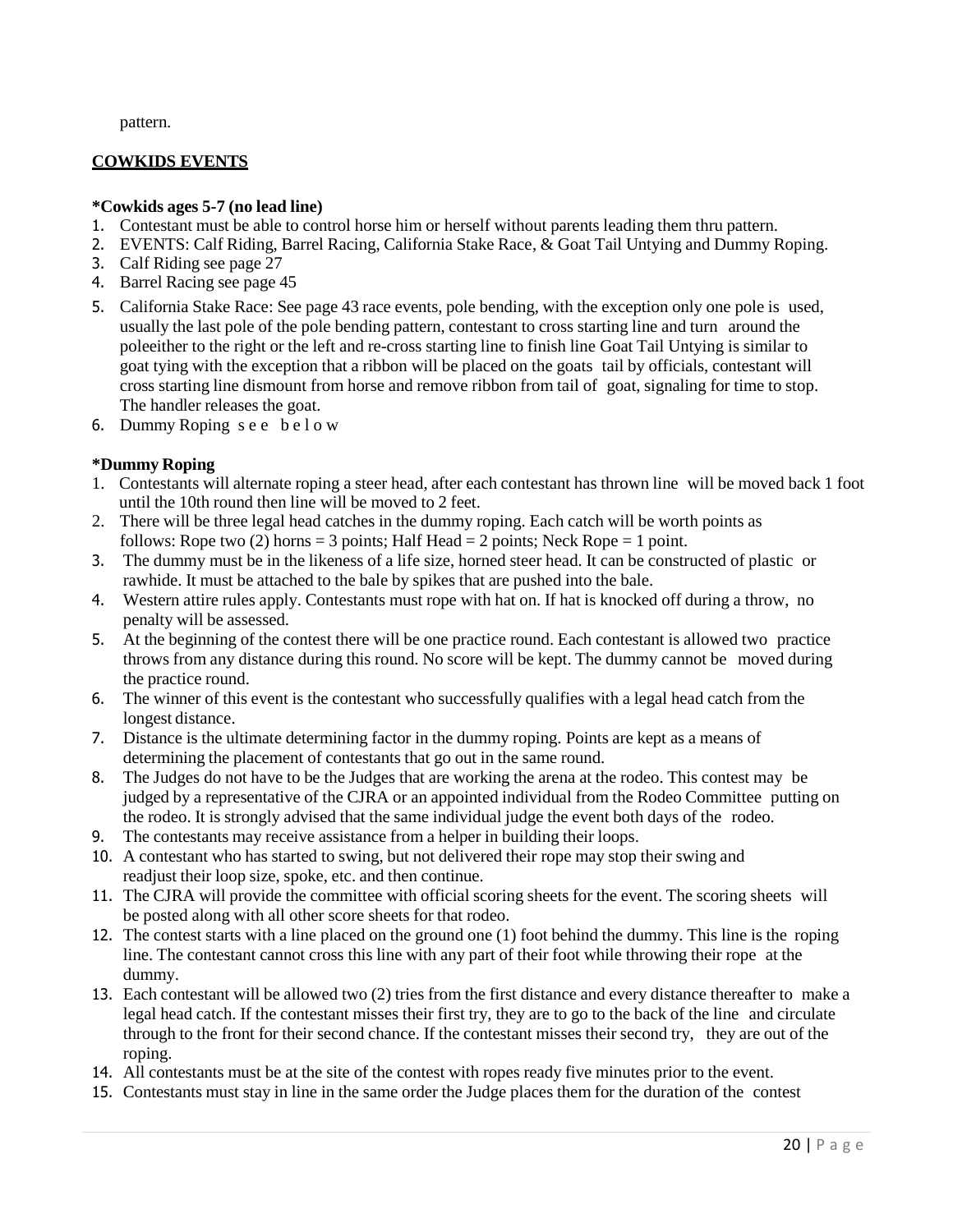pattern.

**COWKIDS EVENTS**

**\*Cowkids ages 5-7 (no lead line)**

1. Contestant must be able to control horse him or herself without parents leading them thru pattern.
2. EVENTS: Calf Riding, Barrel Racing, California Stake Race, & Goat Tail Untying and Dummy Roping.
3. Calf Riding see page 27
4. Barrel Racing see page 45
5. California Stake Race: See page 43 race events, pole bending, with the exception only one pole is used, usually the last pole of the pole bending pattern, contestant to cross starting line and turn around the poleeither to the right or the left and re-cross starting line to finish line Goat Tail Untying is similar to goat tying with the exception that a ribbon will be placed on the goats tail by officials, contestant will cross starting line dismount from horse and remove ribbon from tail of goat, signaling for time to stop. The handler releases the goat.
6. Dummy Roping s e e b e l o w

**\*Dummy Roping**

1. Contestants will alternate roping a steer head, after each contestant has thrown line will be moved back 1 foot until the 10th round then line will be moved to 2 feet.
2. There will be three legal head catches in the dummy roping. Each catch will be worth points as follows: Rope two (2) horns = 3 points; Half Head = 2 points; Neck Rope = 1 point.
3. The dummy must be in the likeness of a life size, horned steer head. It can be constructed of plastic or rawhide. It must be attached to the bale by spikes that are pushed into the bale.
4. Western attire rules apply. Contestants must rope with hat on. If hat is knocked off during a throw, no penalty will be assessed.
5. At the beginning of the contest there will be one practice round. Each contestant is allowed two practice throws from any distance during this round. No score will be kept. The dummy cannot be moved during the practice round.
6. The winner of this event is the contestant who successfully qualifies with a legal head catch from the longest distance.
7. Distance is the ultimate determining factor in the dummy roping. Points are kept as a means of determining the placement of contestants that go out in the same round.
8. The Judges do not have to be the Judges that are working the arena at the rodeo. This contest may be judged by a representative of the CJRA or an appointed individual from the Rodeo Committee putting on the rodeo. It is strongly advised that the same individual judge the event both days of the rodeo.
9. The contestants may receive assistance from a helper in building their loops.
10. A contestant who has started to swing, but not delivered their rope may stop their swing and readjust their loop size, spoke, etc. and then continue.
11. The CJRA will provide the committee with official scoring sheets for the event. The scoring sheets will be posted along with all other score sheets for that rodeo.
12. The contest starts with a line placed on the ground one (1) foot behind the dummy. This line is the roping line. The contestant cannot cross this line with any part of their foot while throwing their rope at the dummy.
13. Each contestant will be allowed two (2) tries from the first distance and every distance thereafter to make a legal head catch. If the contestant misses their first try, they are to go to the back of the line and circulate through to the front for their second chance. If the contestant misses their second try, they are out of the roping.
14. All contestants must be at the site of the contest with ropes ready five minutes prior to the event.
15. Contestants must stay in line in the same order the Judge places them for the duration of the contest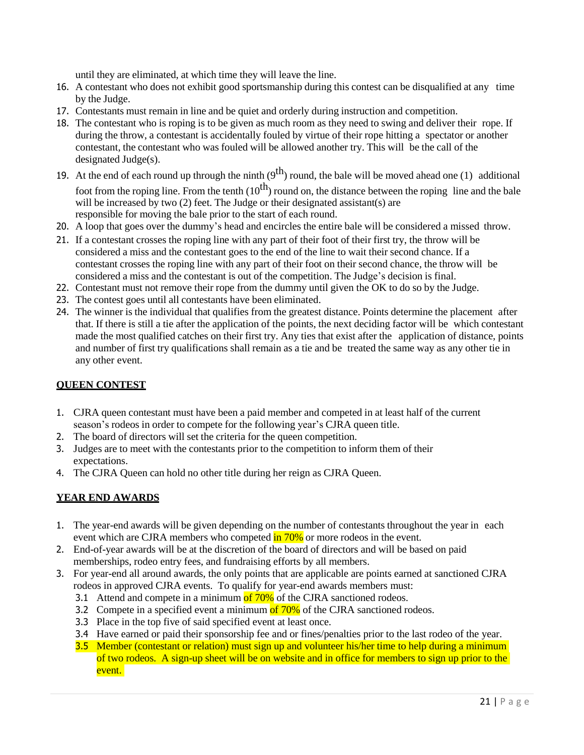until they are eliminated, at which time they will leave the line.

16. A contestant who does not exhibit good sportsmanship during this contest can be disqualified at any time by the Judge.
17. Contestants must remain in line and be quiet and orderly during instruction and competition.
18. The contestant who is roping is to be given as much room as they need to swing and deliver their rope. If during the throw, a contestant is accidentally fouled by virtue of their rope hitting a spectator or another contestant, the contestant who was fouled will be allowed another try. This will be the call of the designated Judge(s).
19. At the end of each round up through the ninth (9th) round, the bale will be moved ahead one (1) additional foot from the roping line. From the tenth (10th) round on, the distance between the roping line and the bale will be increased by two (2) feet. The Judge or their designated assistant(s) are responsible for moving the bale prior to the start of each round.
20. A loop that goes over the dummy's head and encircles the entire bale will be considered a missed throw.
21. If a contestant crosses the roping line with any part of their foot of their first try, the throw will be considered a miss and the contestant goes to the end of the line to wait their second chance. If a contestant crosses the roping line with any part of their foot on their second chance, the throw will be considered a miss and the contestant is out of the competition. The Judge's decision is final.
22. Contestant must not remove their rope from the dummy until given the OK to do so by the Judge.
23. The contest goes until all contestants have been eliminated.
24. The winner is the individual that qualifies from the greatest distance. Points determine the placement after that. If there is still a tie after the application of the points, the next deciding factor will be which contestant made the most qualified catches on their first try. Any ties that exist after the application of distance, points and number of first try qualifications shall remain as a tie and be treated the same way as any other tie in any other event.

## QUEEN CONTEST

1. CJRA queen contestant must have been a paid member and competed in at least half of the current season's rodeos in order to compete for the following year's CJRA queen title.
2. The board of directors will set the criteria for the queen competition.
3. Judges are to meet with the contestants prior to the competition to inform them of their expectations.
4. The CJRA Queen can hold no other title during her reign as CJRA Queen.

## YEAR END AWARDS

1. The year-end awards will be given depending on the number of contestants throughout the year in each event which are CJRA members who competed in 70% or more rodeos in the event.
2. End-of-year awards will be at the discretion of the board of directors and will be based on paid memberships, rodeo entry fees, and fundraising efforts by all members.
3. For year-end all around awards, the only points that are applicable are points earned at sanctioned CJRA rodeos in approved CJRA events. To qualify for year-end awards members must:
   - 3.1 Attend and compete in a minimum of 70% of the CJRA sanctioned rodeos.
   - 3.2 Compete in a specified event a minimum of 70% of the CJRA sanctioned rodeos.
   - 3.3 Place in the top five of said specified event at least once.
   - 3.4 Have earned or paid their sponsorship fee and or fines/penalties prior to the last rodeo of the year.
   - 3.5 Member (contestant or relation) must sign up and volunteer his/her time to help during a minimum of two rodeos. A sign-up sheet will be on website and in office for members to sign up prior to the event.